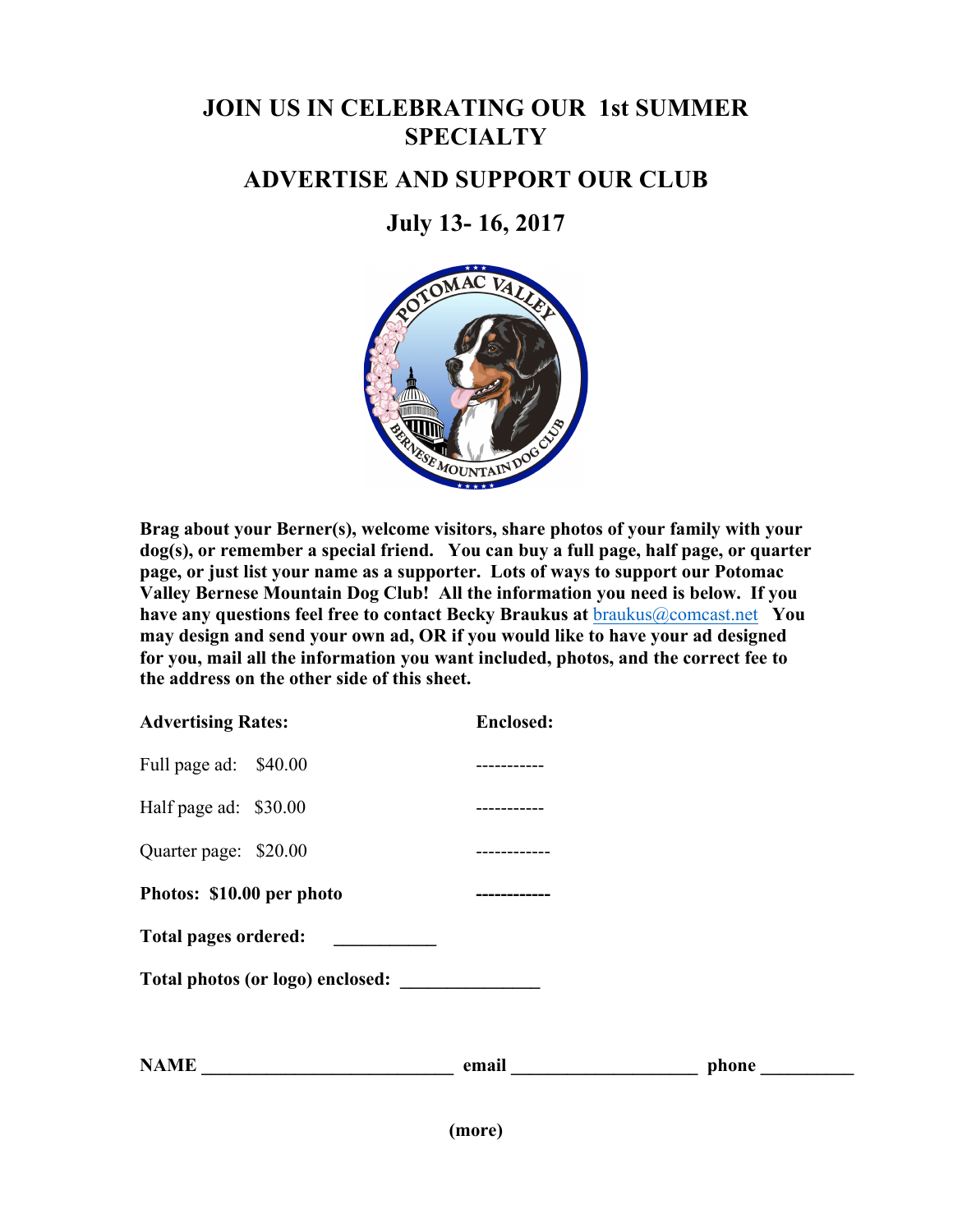# JOIN US IN CELEBRATING OUR 1st SUMMER SPECIALTY

## ADVERTISE AND SUPPORT OUR CLUB

## July 13- 16, 2017

**Brag about your Berner(s), welcome visitors, share photos of your family with your dog(s), or remember a special friend. You can buy a full page, half page, or quarter page, or just list your name as a supporter. Lots of ways to support our Potomac Valley Bernese Mountain Dog Club! All the information you need is below. If you have any questions feel free to contact Becky Braukus at braukus@comcast.net You may design and send your own ad, OR if you would like to have your ad designed for you, mail all the information you want included, photos, and the correct fee to the address on the other side of this sheet.**

| **Advertising Rates:** | **Enclosed:** |
| --- | --- |
| Full page ad: $40.00 | ----------- |
| Half page ad: $30.00 | ----------- |
| Quarter page: $20.00 | ------------ |
| **Photos: $10.00 per photo** | **------------** |

**Total pages ordered:** ___________

**Total photos (or logo) enclosed:** _______________

**NAME** ___________________________ **email** ____________________ **phone** __________

**(more)**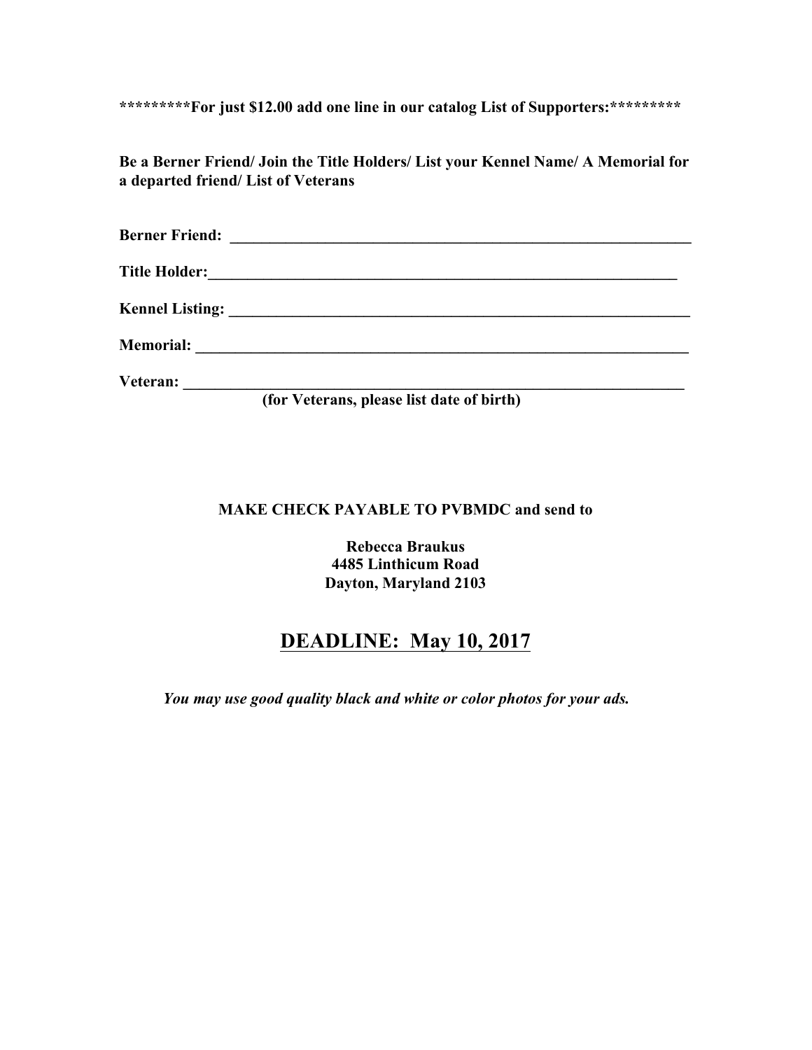**\*\*\*\*\*\*\*\*\*For just $12.00 add one line in our catalog List of Supporters:\*\*\*\*\*\*\*\*\***

**Be a Berner Friend/ Join the Title Holders/ List your Kennel Name/ A Memorial for a departed friend/ List of Veterans**

**Berner Friend:** ____________________________________________________________

**Title Holder:**____________________________________________________________

**Kennel Listing:** ____________________________________________________________

**Memorial:** ______________________________________________________________

**Veteran:** ______________________________________________________________

**(for Veterans, please list date of birth)**

**MAKE CHECK PAYABLE TO PVBMDC and send to**

**Rebecca Braukus**
**4485 Linthicum Road**
**Dayton, Maryland 2103**

## DEADLINE: May 10, 2017

***You may use good quality black and white or color photos for your ads.***